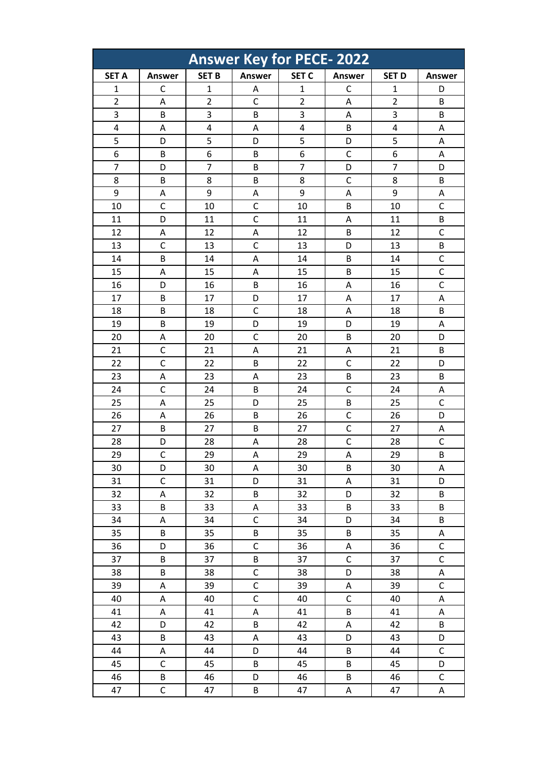# Answer Key for PECE- 2022

| SET A | Answer | SET B | Answer | SET C | Answer | SET D | Answer |
|---|---|---|---|---|---|---|---|
| 1 | C | 1 | A | 1 | C | 1 | D |
| 2 | A | 2 | C | 2 | A | 2 | B |
| 3 | B | 3 | B | 3 | A | 3 | B |
| 4 | A | 4 | A | 4 | B | 4 | A |
| 5 | D | 5 | D | 5 | D | 5 | A |
| 6 | B | 6 | B | 6 | C | 6 | A |
| 7 | D | 7 | B | 7 | D | 7 | D |
| 8 | B | 8 | B | 8 | C | 8 | B |
| 9 | A | 9 | A | 9 | A | 9 | A |
| 10 | C | 10 | C | 10 | B | 10 | C |
| 11 | D | 11 | C | 11 | A | 11 | B |
| 12 | A | 12 | A | 12 | B | 12 | C |
| 13 | C | 13 | C | 13 | D | 13 | B |
| 14 | B | 14 | A | 14 | B | 14 | C |
| 15 | A | 15 | A | 15 | B | 15 | C |
| 16 | D | 16 | B | 16 | A | 16 | C |
| 17 | B | 17 | D | 17 | A | 17 | A |
| 18 | B | 18 | C | 18 | A | 18 | B |
| 19 | B | 19 | D | 19 | D | 19 | A |
| 20 | A | 20 | C | 20 | B | 20 | D |
| 21 | C | 21 | A | 21 | A | 21 | B |
| 22 | C | 22 | B | 22 | C | 22 | D |
| 23 | A | 23 | A | 23 | B | 23 | B |
| 24 | C | 24 | B | 24 | C | 24 | A |
| 25 | A | 25 | D | 25 | B | 25 | C |
| 26 | A | 26 | B | 26 | C | 26 | D |
| 27 | B | 27 | B | 27 | C | 27 | A |
| 28 | D | 28 | A | 28 | C | 28 | C |
| 29 | C | 29 | A | 29 | A | 29 | B |
| 30 | D | 30 | A | 30 | B | 30 | A |
| 31 | C | 31 | D | 31 | A | 31 | D |
| 32 | A | 32 | B | 32 | D | 32 | B |
| 33 | B | 33 | A | 33 | B | 33 | B |
| 34 | A | 34 | C | 34 | D | 34 | B |
| 35 | B | 35 | B | 35 | B | 35 | A |
| 36 | D | 36 | C | 36 | A | 36 | C |
| 37 | B | 37 | B | 37 | C | 37 | C |
| 38 | B | 38 | C | 38 | D | 38 | A |
| 39 | A | 39 | C | 39 | A | 39 | C |
| 40 | A | 40 | C | 40 | C | 40 | A |
| 41 | A | 41 | A | 41 | B | 41 | A |
| 42 | D | 42 | B | 42 | A | 42 | B |
| 43 | B | 43 | A | 43 | D | 43 | D |
| 44 | A | 44 | D | 44 | B | 44 | C |
| 45 | C | 45 | B | 45 | B | 45 | D |
| 46 | B | 46 | D | 46 | B | 46 | C |
| 47 | C | 47 | B | 47 | A | 47 | A |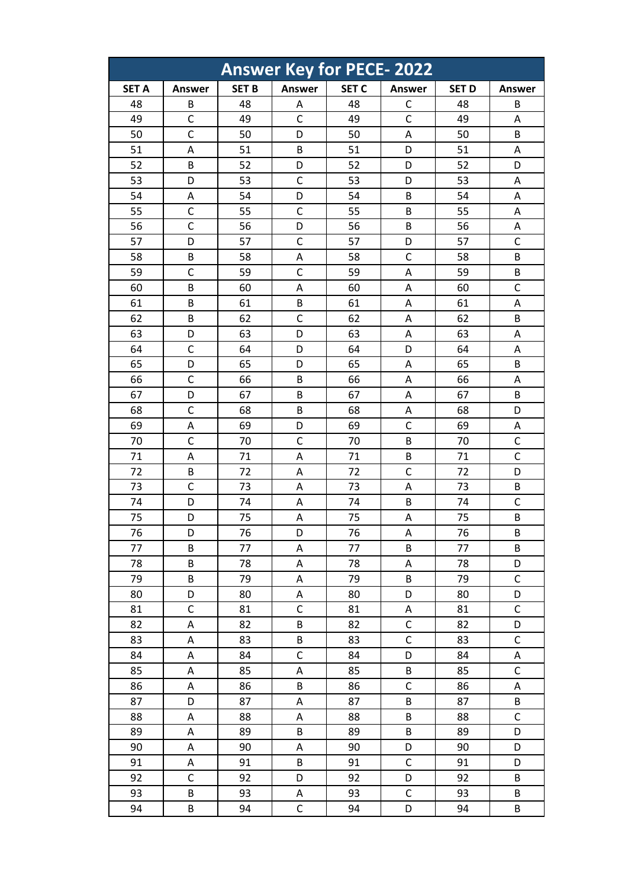| Answer Key for PECE- 2022 | | | | | | | |
|---|---|---|---|---|---|---|---|
| SET A | Answer | SET B | Answer | SET C | Answer | SET D | Answer |
| 48 | B | 48 | A | 48 | C | 48 | B |
| 49 | C | 49 | C | 49 | C | 49 | A |
| 50 | C | 50 | D | 50 | A | 50 | B |
| 51 | A | 51 | B | 51 | D | 51 | A |
| 52 | B | 52 | D | 52 | D | 52 | D |
| 53 | D | 53 | C | 53 | D | 53 | A |
| 54 | A | 54 | D | 54 | B | 54 | A |
| 55 | C | 55 | C | 55 | B | 55 | A |
| 56 | C | 56 | D | 56 | B | 56 | A |
| 57 | D | 57 | C | 57 | D | 57 | C |
| 58 | B | 58 | A | 58 | C | 58 | B |
| 59 | C | 59 | C | 59 | A | 59 | B |
| 60 | B | 60 | A | 60 | A | 60 | C |
| 61 | B | 61 | B | 61 | A | 61 | A |
| 62 | B | 62 | C | 62 | A | 62 | B |
| 63 | D | 63 | D | 63 | A | 63 | A |
| 64 | C | 64 | D | 64 | D | 64 | A |
| 65 | D | 65 | D | 65 | A | 65 | B |
| 66 | C | 66 | B | 66 | A | 66 | A |
| 67 | D | 67 | B | 67 | A | 67 | B |
| 68 | C | 68 | B | 68 | A | 68 | D |
| 69 | A | 69 | D | 69 | C | 69 | A |
| 70 | C | 70 | C | 70 | B | 70 | C |
| 71 | A | 71 | A | 71 | B | 71 | C |
| 72 | B | 72 | A | 72 | C | 72 | D |
| 73 | C | 73 | A | 73 | A | 73 | B |
| 74 | D | 74 | A | 74 | B | 74 | C |
| 75 | D | 75 | A | 75 | A | 75 | B |
| 76 | D | 76 | D | 76 | A | 76 | B |
| 77 | B | 77 | A | 77 | B | 77 | B |
| 78 | B | 78 | A | 78 | A | 78 | D |
| 79 | B | 79 | A | 79 | B | 79 | C |
| 80 | D | 80 | A | 80 | D | 80 | D |
| 81 | C | 81 | C | 81 | A | 81 | C |
| 82 | A | 82 | B | 82 | C | 82 | D |
| 83 | A | 83 | B | 83 | C | 83 | C |
| 84 | A | 84 | C | 84 | D | 84 | A |
| 85 | A | 85 | A | 85 | B | 85 | C |
| 86 | A | 86 | B | 86 | C | 86 | A |
| 87 | D | 87 | A | 87 | B | 87 | B |
| 88 | A | 88 | A | 88 | B | 88 | C |
| 89 | A | 89 | B | 89 | B | 89 | D |
| 90 | A | 90 | A | 90 | D | 90 | D |
| 91 | A | 91 | B | 91 | C | 91 | D |
| 92 | C | 92 | D | 92 | D | 92 | B |
| 93 | B | 93 | A | 93 | C | 93 | B |
| 94 | B | 94 | C | 94 | D | 94 | B |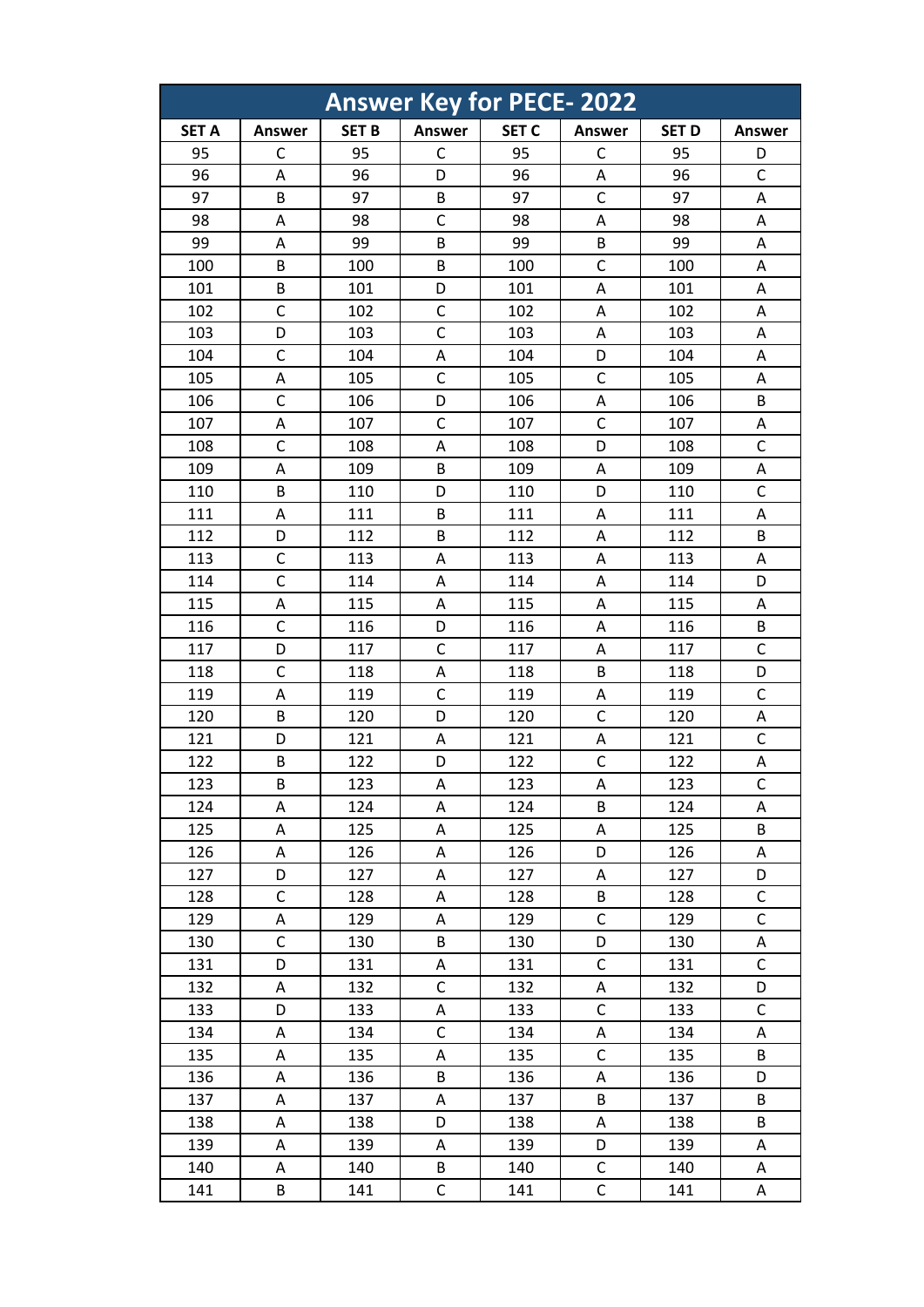| Answer Key for PECE- 2022 | | | | | | | |
|---|---|---|---|---|---|---|---|
| SET A | Answer | SET B | Answer | SET C | Answer | SET D | Answer |
| 95 | C | 95 | C | 95 | C | 95 | D |
| 96 | A | 96 | D | 96 | A | 96 | C |
| 97 | B | 97 | B | 97 | C | 97 | A |
| 98 | A | 98 | C | 98 | A | 98 | A |
| 99 | A | 99 | B | 99 | B | 99 | A |
| 100 | B | 100 | B | 100 | C | 100 | A |
| 101 | B | 101 | D | 101 | A | 101 | A |
| 102 | C | 102 | C | 102 | A | 102 | A |
| 103 | D | 103 | C | 103 | A | 103 | A |
| 104 | C | 104 | A | 104 | D | 104 | A |
| 105 | A | 105 | C | 105 | C | 105 | A |
| 106 | C | 106 | D | 106 | A | 106 | B |
| 107 | A | 107 | C | 107 | C | 107 | A |
| 108 | C | 108 | A | 108 | D | 108 | C |
| 109 | A | 109 | B | 109 | A | 109 | A |
| 110 | B | 110 | D | 110 | D | 110 | C |
| 111 | A | 111 | B | 111 | A | 111 | A |
| 112 | D | 112 | B | 112 | A | 112 | B |
| 113 | C | 113 | A | 113 | A | 113 | A |
| 114 | C | 114 | A | 114 | A | 114 | D |
| 115 | A | 115 | A | 115 | A | 115 | A |
| 116 | C | 116 | D | 116 | A | 116 | B |
| 117 | D | 117 | C | 117 | A | 117 | C |
| 118 | C | 118 | A | 118 | B | 118 | D |
| 119 | A | 119 | C | 119 | A | 119 | C |
| 120 | B | 120 | D | 120 | C | 120 | A |
| 121 | D | 121 | A | 121 | A | 121 | C |
| 122 | B | 122 | D | 122 | C | 122 | A |
| 123 | B | 123 | A | 123 | A | 123 | C |
| 124 | A | 124 | A | 124 | B | 124 | A |
| 125 | A | 125 | A | 125 | A | 125 | B |
| 126 | A | 126 | A | 126 | D | 126 | A |
| 127 | D | 127 | A | 127 | A | 127 | D |
| 128 | C | 128 | A | 128 | B | 128 | C |
| 129 | A | 129 | A | 129 | C | 129 | C |
| 130 | C | 130 | B | 130 | D | 130 | A |
| 131 | D | 131 | A | 131 | C | 131 | C |
| 132 | A | 132 | C | 132 | A | 132 | D |
| 133 | D | 133 | A | 133 | C | 133 | C |
| 134 | A | 134 | C | 134 | A | 134 | A |
| 135 | A | 135 | A | 135 | C | 135 | B |
| 136 | A | 136 | B | 136 | A | 136 | D |
| 137 | A | 137 | A | 137 | B | 137 | B |
| 138 | A | 138 | D | 138 | A | 138 | B |
| 139 | A | 139 | A | 139 | D | 139 | A |
| 140 | A | 140 | B | 140 | C | 140 | A |
| 141 | B | 141 | C | 141 | C | 141 | A |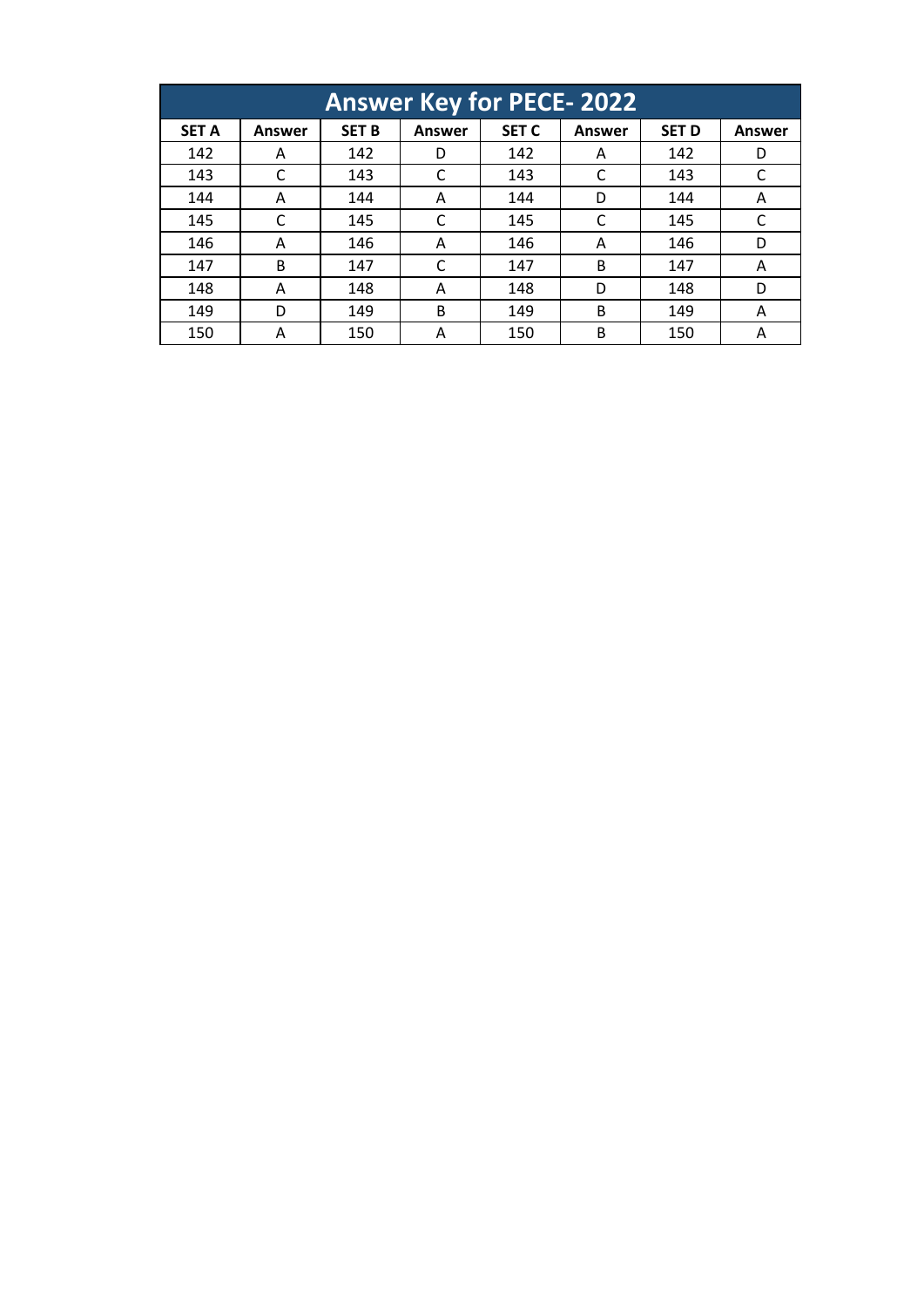# Answer Key for PECE- 2022

| SET A | Answer | SET B | Answer | SET C | Answer | SET D | Answer |
|---|---|---|---|---|---|---|---|
| 142 | A | 142 | D | 142 | A | 142 | D |
| 143 | C | 143 | C | 143 | C | 143 | C |
| 144 | A | 144 | A | 144 | D | 144 | A |
| 145 | C | 145 | C | 145 | C | 145 | C |
| 146 | A | 146 | A | 146 | A | 146 | D |
| 147 | B | 147 | C | 147 | B | 147 | A |
| 148 | A | 148 | A | 148 | D | 148 | D |
| 149 | D | 149 | B | 149 | B | 149 | A |
| 150 | A | 150 | A | 150 | B | 150 | A |